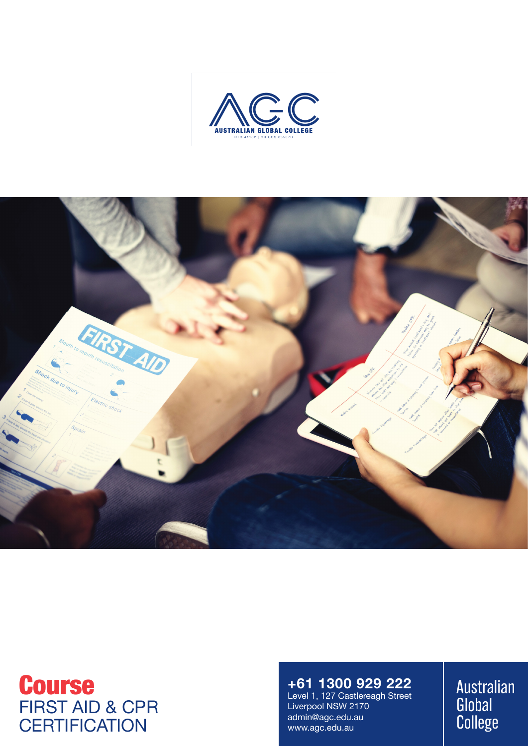AUSTRALIAN GLOBAL COLLEGE

RTO 41182 | CRICOS 03507D

# Course
FIRST AID & CPR CERTIFICATION

**+61 1300 929 222**
Level 1, 127 Castlereagh Street
Liverpool NSW 2170
admin@agc.edu.au
www.agc.edu.au

Australian Global College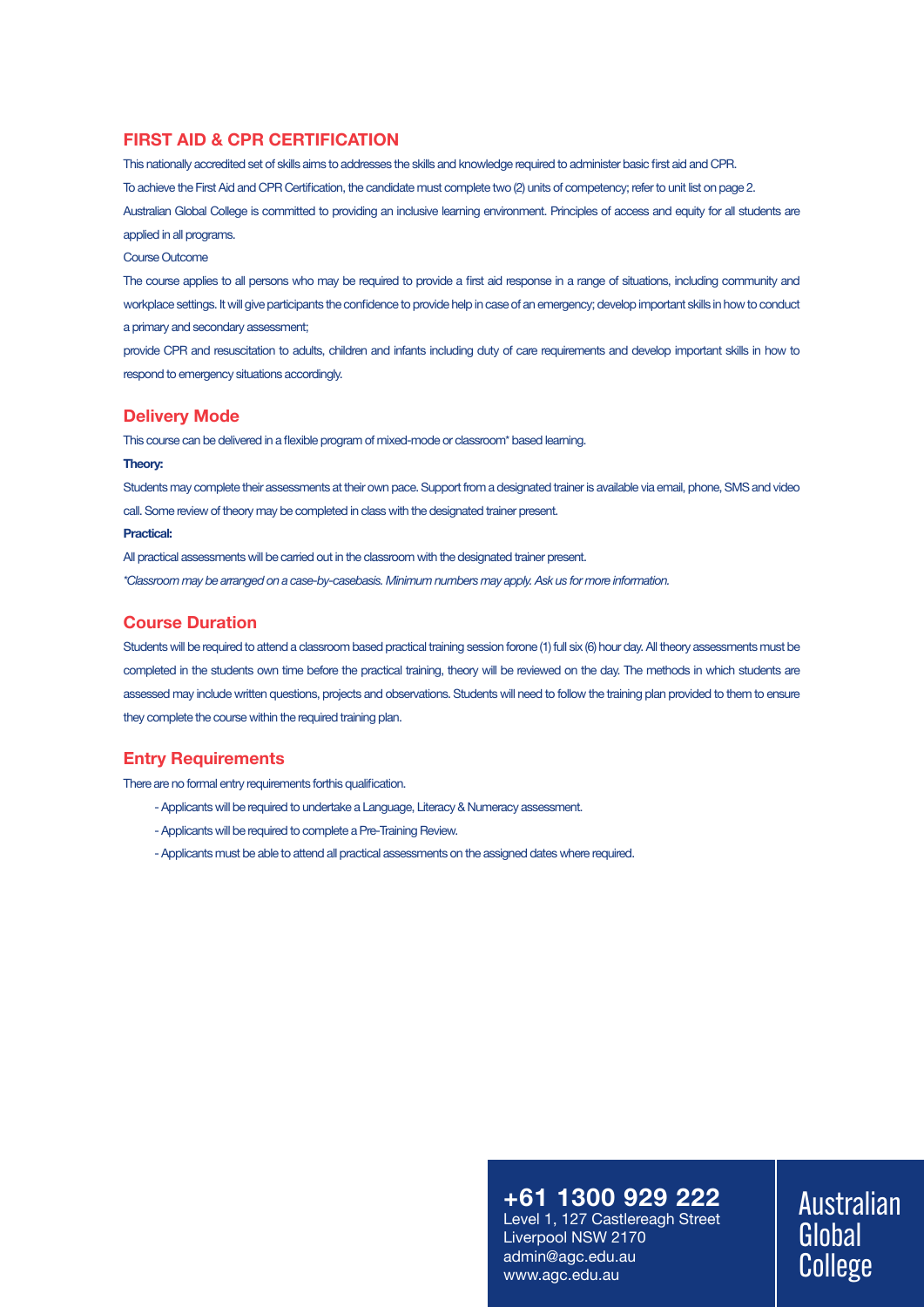## FIRST AID & CPR CERTIFICATION

This nationally accredited set of skills aims to addresses the skills and knowledge required to administer basic first aid and CPR.

To achieve the First Aid and CPR Certification, the candidate must complete two (2) units of competency; refer to unit list on page 2.

Australian Global College is committed to providing an inclusive learning environment. Principles of access and equity for all students are applied in all programs.

Course Outcome

The course applies to all persons who may be required to provide a first aid response in a range of situations, including community and workplace settings. It will give participants the confidence to provide help in case of an emergency; develop important skills in how to conduct a primary and secondary assessment;

provide CPR and resuscitation to adults, children and infants including duty of care requirements and develop important skills in how to respond to emergency situations accordingly.

## Delivery Mode

This course can be delivered in a flexible program of mixed-mode or classroom* based learning.

**Theory:**

Students may complete their assessments at their own pace. Support from a designated trainer is available via email, phone, SMS and video call. Some review of theory may be completed in class with the designated trainer present.

**Practical:**

All practical assessments will be carried out in the classroom with the designated trainer present.

*\*Classroom may be arranged on a case-by-casebasis. Minimum numbers may apply. Ask us for more information.*

## Course Duration

Students will be required to attend a classroom based practical training session forone (1) full six (6) hour day. All theory assessments must be completed in the students own time before the practical training, theory will be reviewed on the day. The methods in which students are assessed may include written questions, projects and observations. Students will need to follow the training plan provided to them to ensure they complete the course within the required training plan.

## Entry Requirements

There are no formal entry requirements forthis qualification.

- Applicants will be required to undertake a Language, Literacy & Numeracy assessment.
- Applicants will be required to complete a Pre-Training Review.
- Applicants must be able to attend all practical assessments on the assigned dates where required.

**+61 1300 929 222**
Level 1, 127 Castlereagh Street
Liverpool NSW 2170
admin@agc.edu.au
www.agc.edu.au

Australian Global College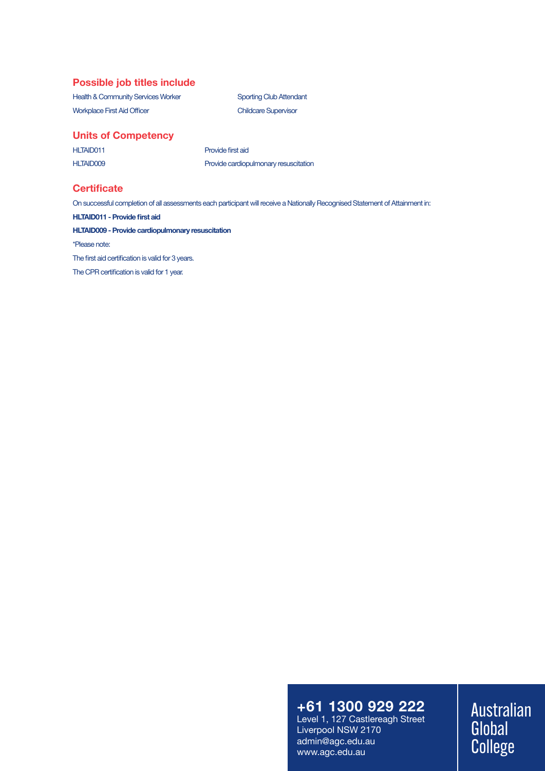## Possible job titles include

- Health & Community Services Worker
- Workplace First Aid Officer
- Sporting Club Attendant
- Childcare Supervisor

## Units of Competency

| | |
|---|---|
| HLTAID011 | Provide first aid |
| HLTAID009 | Provide cardiopulmonary resuscitation |

## Certificate

On successful completion of all assessments each participant will receive a Nationally Recognised Statement of Attainment in:

**HLTAID011 - Provide first aid**

**HLTAID009 - Provide cardiopulmonary resuscitation**

*Please note:

The first aid certification is valid for 3 years.

The CPR certification is valid for 1 year.

**+61 1300 929 222**
Level 1, 127 Castlereagh Street
Liverpool NSW 2170
admin@agc.edu.au
www.agc.edu.au

Australian Global College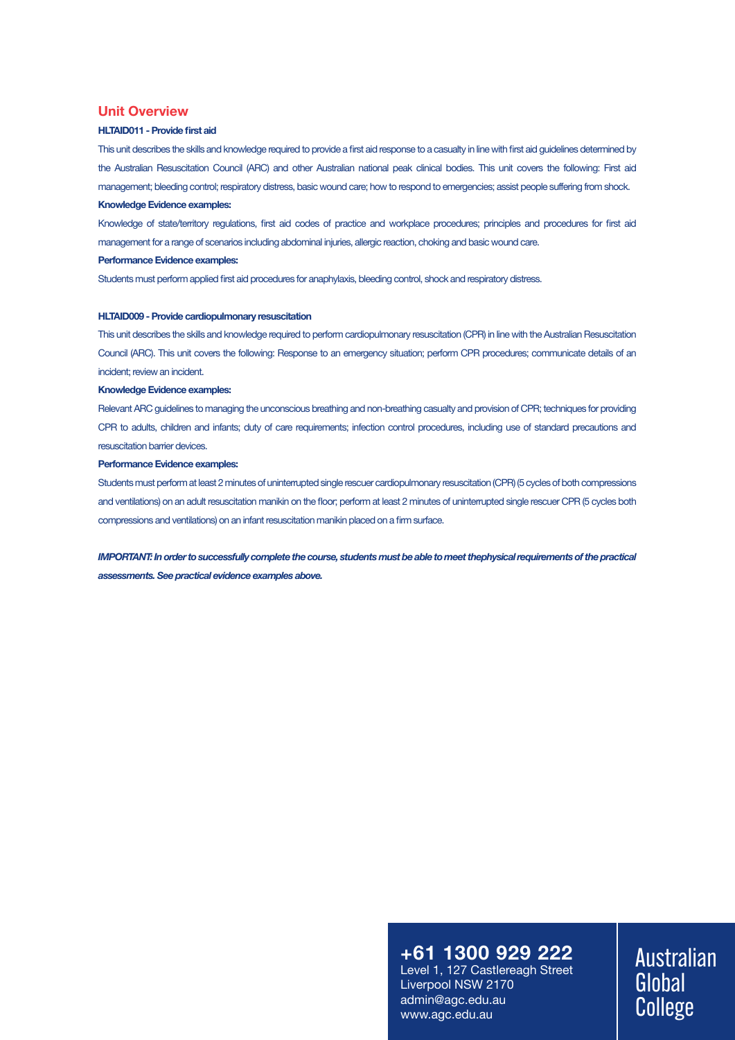## Unit Overview

### HLTAID011 - Provide first aid

This unit describes the skills and knowledge required to provide a first aid response to a casualty in line with first aid guidelines determined by the Australian Resuscitation Council (ARC) and other Australian national peak clinical bodies. This unit covers the following: First aid management; bleeding control; respiratory distress, basic wound care; how to respond to emergencies; assist people suffering from shock.

**Knowledge Evidence examples:**

Knowledge of state/territory regulations, first aid codes of practice and workplace procedures; principles and procedures for first aid management for a range of scenarios including abdominal injuries, allergic reaction, choking and basic wound care.

**Performance Evidence examples:**

Students must perform applied first aid procedures for anaphylaxis, bleeding control, shock and respiratory distress.

### HLTAID009 - Provide cardiopulmonary resuscitation

This unit describes the skills and knowledge required to perform cardiopulmonary resuscitation (CPR) in line with the Australian Resuscitation Council (ARC). This unit covers the following: Response to an emergency situation; perform CPR procedures; communicate details of an incident; review an incident.

**Knowledge Evidence examples:**

Relevant ARC guidelines to managing the unconscious breathing and non-breathing casualty and provision of CPR; techniques for providing CPR to adults, children and infants; duty of care requirements; infection control procedures, including use of standard precautions and resuscitation barrier devices.

**Performance Evidence examples:**

Students must perform at least 2 minutes of uninterrupted single rescuer cardiopulmonary resuscitation (CPR) (5 cycles of both compressions and ventilations) on an adult resuscitation manikin on the floor; perform at least 2 minutes of uninterrupted single rescuer CPR (5 cycles both compressions and ventilations) on an infant resuscitation manikin placed on a firm surface.

***IMPORTANT: In order to successfully complete the course, students must be able to meet thephysical requirements of the practical assessments. See practical evidence examples above.***

**+61 1300 929 222**
Level 1, 127 Castlereagh Street
Liverpool NSW 2170
admin@agc.edu.au
www.agc.edu.au

Australian Global College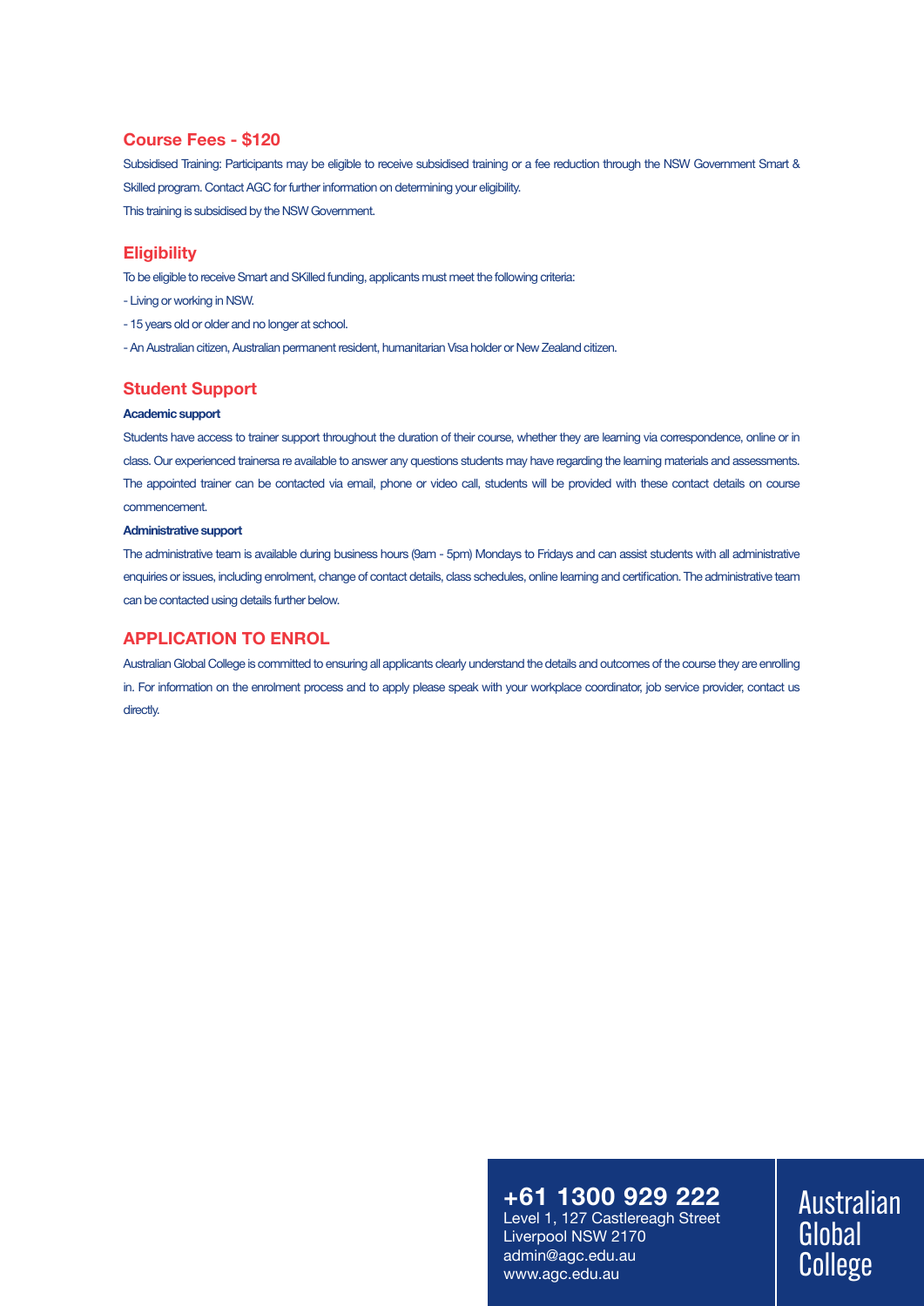## Course Fees - $120

Subsidised Training: Participants may be eligible to receive subsidised training or a fee reduction through the NSW Government Smart & Skilled program. Contact AGC for further information on determining your eligibility.

This training is subsidised by the NSW Government.

## Eligibility

To be eligible to receive Smart and SKilled funding, applicants must meet the following criteria:

- Living or working in NSW.
- 15 years old or older and no longer at school.
- An Australian citizen, Australian permanent resident, humanitarian Visa holder or New Zealand citizen.

## Student Support

**Academic support**

Students have access to trainer support throughout the duration of their course, whether they are learning via correspondence, online or in class. Our experienced trainersa re available to answer any questions students may have regarding the learning materials and assessments. The appointed trainer can be contacted via email, phone or video call, students will be provided with these contact details on course commencement.

**Administrative support**

The administrative team is available during business hours (9am - 5pm) Mondays to Fridays and can assist students with all administrative enquiries or issues, including enrolment, change of contact details, class schedules, online learning and certification. The administrative team can be contacted using details further below.

## APPLICATION TO ENROL

Australian Global College is committed to ensuring all applicants clearly understand the details and outcomes of the course they are enrolling in. For information on the enrolment process and to apply please speak with your workplace coordinator, job service provider, contact us directly.

**+61 1300 929 222**
Level 1, 127 Castlereagh Street
Liverpool NSW 2170
admin@agc.edu.au
www.agc.edu.au

Australian Global College